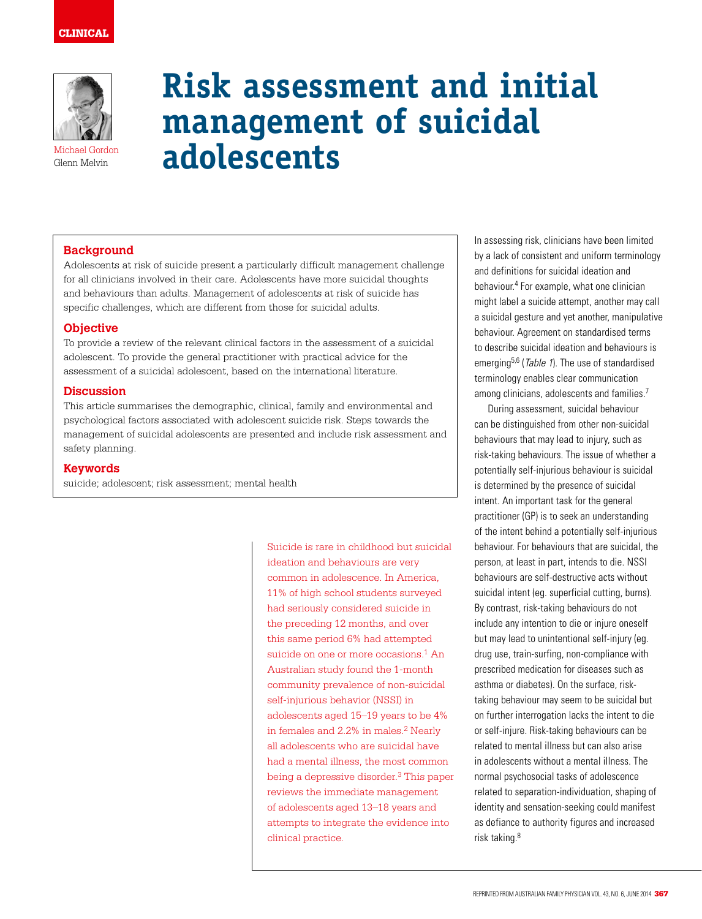CLINICAL

# Risk assessment and initial management of suicidal adolescents

Michael Gordon
Glenn Melvin

## Background

Adolescents at risk of suicide present a particularly difficult management challenge for all clinicians involved in their care. Adolescents have more suicidal thoughts and behaviours than adults. Management of adolescents at risk of suicide has specific challenges, which are different from those for suicidal adults.

## Objective

To provide a review of the relevant clinical factors in the assessment of a suicidal adolescent. To provide the general practitioner with practical advice for the assessment of a suicidal adolescent, based on the international literature.

## Discussion

This article summarises the demographic, clinical, family and environmental and psychological factors associated with adolescent suicide risk. Steps towards the management of suicidal adolescents are presented and include risk assessment and safety planning.

## Keywords

suicide; adolescent; risk assessment; mental health

Suicide is rare in childhood but suicidal ideation and behaviours are very common in adolescence. In America, 11% of high school students surveyed had seriously considered suicide in the preceding 12 months, and over this same period 6% had attempted suicide on one or more occasions.[1] An Australian study found the 1-month community prevalence of non-suicidal self-injurious behavior (NSSI) in adolescents aged 15–19 years to be 4% in females and 2.2% in males.[2] Nearly all adolescents who are suicidal have had a mental illness, the most common being a depressive disorder.[3] This paper reviews the immediate management of adolescents aged 13–18 years and attempts to integrate the evidence into clinical practice.

In assessing risk, clinicians have been limited by a lack of consistent and uniform terminology and definitions for suicidal ideation and behaviour.[4] For example, what one clinician might label a suicide attempt, another may call a suicidal gesture and yet another, manipulative behaviour. Agreement on standardised terms to describe suicidal ideation and behaviours is emerging[5,6] (*Table 1*). The use of standardised terminology enables clear communication among clinicians, adolescents and families.[7]

During assessment, suicidal behaviour can be distinguished from other non-suicidal behaviours that may lead to injury, such as risk-taking behaviours. The issue of whether a potentially self-injurious behaviour is suicidal is determined by the presence of suicidal intent. An important task for the general practitioner (GP) is to seek an understanding of the intent behind a potentially self-injurious behaviour. For behaviours that are suicidal, the person, at least in part, intends to die. NSSI behaviours are self-destructive acts without suicidal intent (eg. superficial cutting, burns). By contrast, risk-taking behaviours do not include any intention to die or injure oneself but may lead to unintentional self-injury (eg. drug use, train-surfing, non-compliance with prescribed medication for diseases such as asthma or diabetes). On the surface, risk-taking behaviour may seem to be suicidal but on further interrogation lacks the intent to die or self-injure. Risk-taking behaviours can be related to mental illness but can also arise in adolescents without a mental illness. The normal psychosocial tasks of adolescence related to separation-individuation, shaping of identity and sensation-seeking could manifest as defiance to authority figures and increased risk taking.[8]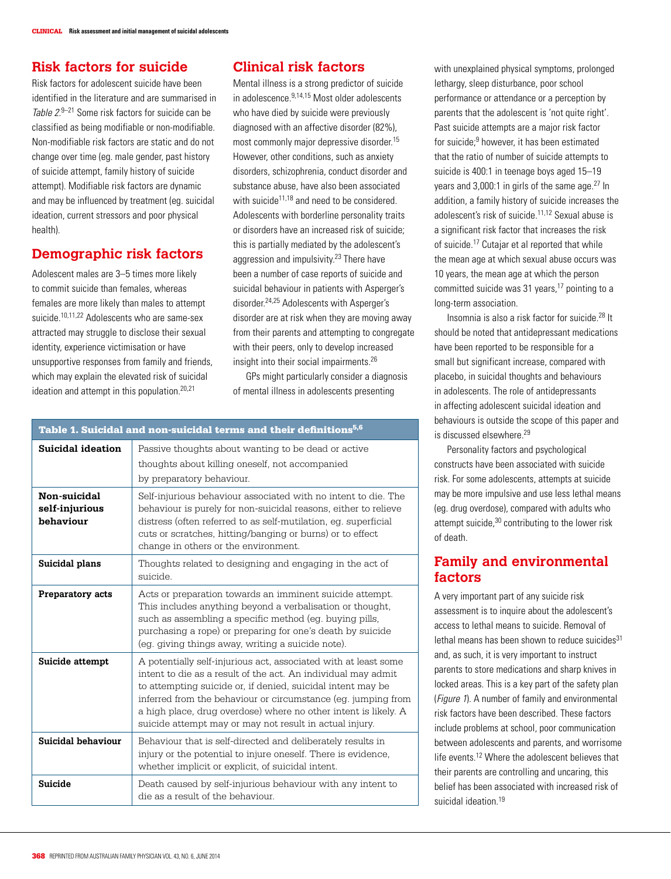## Risk factors for suicide

Risk factors for adolescent suicide have been identified in the literature and are summarised in *Table 2*.[9–21] Some risk factors for suicide can be classified as being modifiable or non-modifiable. Non-modifiable risk factors are static and do not change over time (eg. male gender, past history of suicide attempt, family history of suicide attempt). Modifiable risk factors are dynamic and may be influenced by treatment (eg. suicidal ideation, current stressors and poor physical health).

## Demographic risk factors

Adolescent males are 3–5 times more likely to commit suicide than females, whereas females are more likely than males to attempt suicide.[10,11,22] Adolescents who are same-sex attracted may struggle to disclose their sexual identity, experience victimisation or have unsupportive responses from family and friends, which may explain the elevated risk of suicidal ideation and attempt in this population.[20,21]

## Clinical risk factors

Mental illness is a strong predictor of suicide in adolescence.[9,14,15] Most older adolescents who have died by suicide were previously diagnosed with an affective disorder (82%), most commonly major depressive disorder.[15] However, other conditions, such as anxiety disorders, schizophrenia, conduct disorder and substance abuse, have also been associated with suicide[11,18] and need to be considered. Adolescents with borderline personality traits or disorders have an increased risk of suicide; this is partially mediated by the adolescent's aggression and impulsivity.[23] There have been a number of case reports of suicide and suicidal behaviour in patients with Asperger's disorder.[24,25] Adolescents with Asperger's disorder are at risk when they are moving away from their parents and attempting to congregate with their peers, only to develop increased insight into their social impairments.[26]

GPs might particularly consider a diagnosis of mental illness in adolescents presenting with unexplained physical symptoms, prolonged lethargy, sleep disturbance, poor school performance or attendance or a perception by parents that the adolescent is 'not quite right'. Past suicide attempts are a major risk factor for suicide;[9] however, it has been estimated that the ratio of number of suicide attempts to suicide is 400:1 in teenage boys aged 15–19 years and 3,000:1 in girls of the same age.[27] In addition, a family history of suicide increases the adolescent's risk of suicide.[11,12] Sexual abuse is a significant risk factor that increases the risk of suicide.[17] Cutajar et al reported that while the mean age at which sexual abuse occurs was 10 years, the mean age at which the person committed suicide was 31 years,[17] pointing to a long-term association.

Insomnia is also a risk factor for suicide.[28] It should be noted that antidepressant medications have been reported to be responsible for a small but significant increase, compared with placebo, in suicidal thoughts and behaviours in adolescents. The role of antidepressants in affecting adolescent suicidal ideation and behaviours is outside the scope of this paper and is discussed elsewhere.[29]

Personality factors and psychological constructs have been associated with suicide risk. For some adolescents, attempts at suicide may be more impulsive and use less lethal means (eg. drug overdose), compared with adults who attempt suicide,[30] contributing to the lower risk of death.

## Family and environmental factors

A very important part of any suicide risk assessment is to inquire about the adolescent's access to lethal means to suicide. Removal of lethal means has been shown to reduce suicides[31] and, as such, it is very important to instruct parents to store medications and sharp knives in locked areas. This is a key part of the safety plan (*Figure 1*). A number of family and environmental risk factors have been described. These factors include problems at school, poor communication between adolescents and parents, and worrisome life events.[12] Where the adolescent believes that their parents are controlling and uncaring, this belief has been associated with increased risk of suicidal ideation.[19]

**Table 1. Suicidal and non-suicidal terms and their definitions[5,6]**

| Term | Definition |
|---|---|
| **Suicidal ideation** | Passive thoughts about wanting to be dead or active thoughts about killing oneself, not accompanied by preparatory behaviour. |
| **Non-suicidal self-injurious behaviour** | Self-injurious behaviour associated with no intent to die. The behaviour is purely for non-suicidal reasons, either to relieve distress (often referred to as self-mutilation, eg. superficial cuts or scratches, hitting/banging or burns) or to effect change in others or the environment. |
| **Suicidal plans** | Thoughts related to designing and engaging in the act of suicide. |
| **Preparatory acts** | Acts or preparation towards an imminent suicide attempt. This includes anything beyond a verbalisation or thought, such as assembling a specific method (eg. buying pills, purchasing a rope) or preparing for one's death by suicide (eg. giving things away, writing a suicide note). |
| **Suicide attempt** | A potentially self-injurious act, associated with at least some intent to die as a result of the act. An individual may admit to attempting suicide or, if denied, suicidal intent may be inferred from the behaviour or circumstance (eg. jumping from a high place, drug overdose) where no other intent is likely. A suicide attempt may or may not result in actual injury. |
| **Suicidal behaviour** | Behaviour that is self-directed and deliberately results in injury or the potential to injure oneself. There is evidence, whether implicit or explicit, of suicidal intent. |
| **Suicide** | Death caused by self-injurious behaviour with any intent to die as a result of the behaviour. |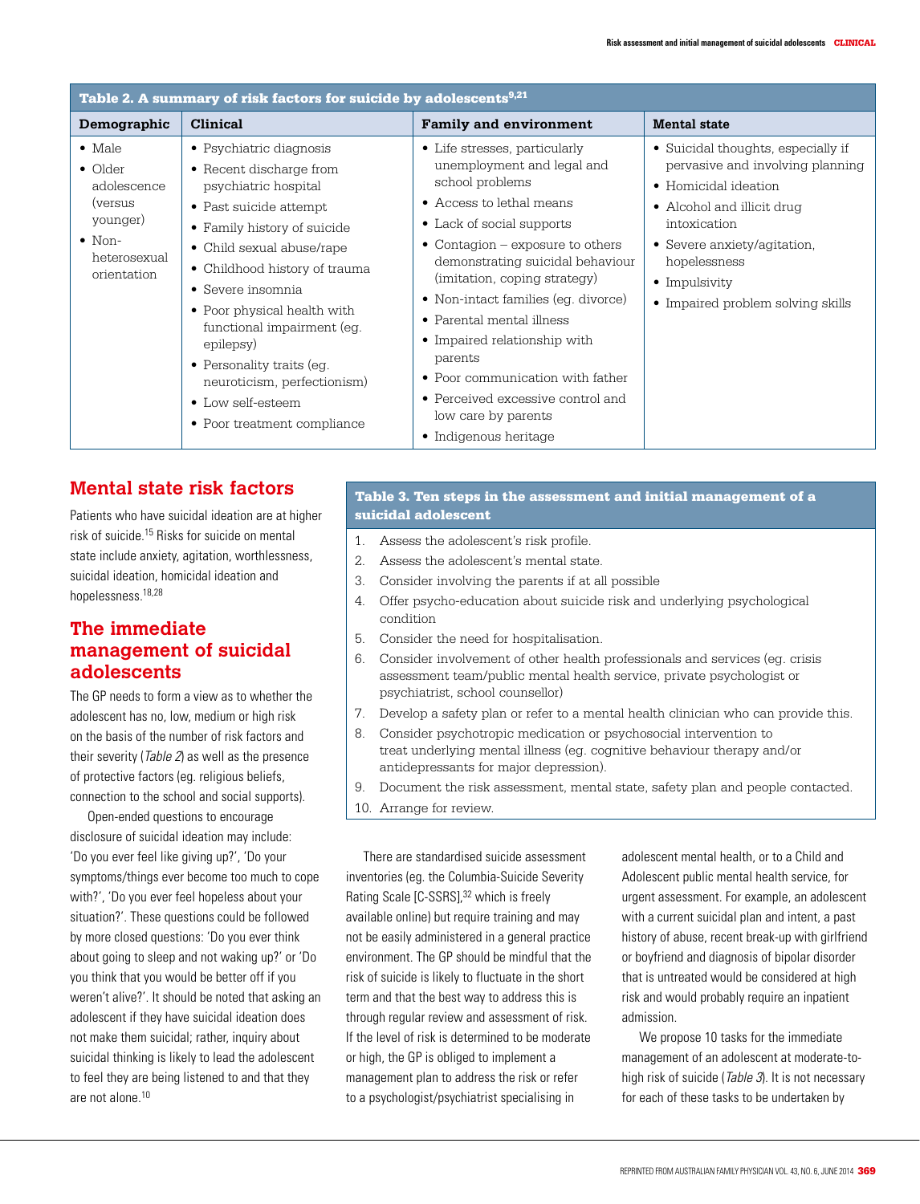**Table 2. A summary of risk factors for suicide by adolescents[9,21]**

| Demographic | Clinical | Family and environment | Mental state |
|---|---|---|---|
| • Male<br>• Older adolescence (versus younger)<br>• Non-heterosexual orientation | • Psychiatric diagnosis<br>• Recent discharge from psychiatric hospital<br>• Past suicide attempt<br>• Family history of suicide<br>• Child sexual abuse/rape<br>• Childhood history of trauma<br>• Severe insomnia<br>• Poor physical health with functional impairment (eg. epilepsy)<br>• Personality traits (eg. neuroticism, perfectionism)<br>• Low self-esteem<br>• Poor treatment compliance | • Life stresses, particularly unemployment and legal and school problems<br>• Access to lethal means<br>• Lack of social supports<br>• Contagion – exposure to others demonstrating suicidal behaviour (imitation, coping strategy)<br>• Non-intact families (eg. divorce)<br>• Parental mental illness<br>• Impaired relationship with parents<br>• Poor communication with father<br>• Perceived excessive control and low care by parents<br>• Indigenous heritage | • Suicidal thoughts, especially if pervasive and involving planning<br>• Homicidal ideation<br>• Alcohol and illicit drug intoxication<br>• Severe anxiety/agitation, hopelessness<br>• Impulsivity<br>• Impaired problem solving skills |

## Mental state risk factors

Patients who have suicidal ideation are at higher risk of suicide.[15] Risks for suicide on mental state include anxiety, agitation, worthlessness, suicidal ideation, homicidal ideation and hopelessness.[18,28]

## The immediate management of suicidal adolescents

The GP needs to form a view as to whether the adolescent has no, low, medium or high risk on the basis of the number of risk factors and their severity (*Table 2*) as well as the presence of protective factors (eg. religious beliefs, connection to the school and social supports).

Open-ended questions to encourage disclosure of suicidal ideation may include: 'Do you ever feel like giving up?', 'Do your symptoms/things ever become too much to cope with?', 'Do you ever feel hopeless about your situation?'. These questions could be followed by more closed questions: 'Do you ever think about going to sleep and not waking up?' or 'Do you think that you would be better off if you weren't alive?'. It should be noted that asking an adolescent if they have suicidal ideation does not make them suicidal; rather, inquiry about suicidal thinking is likely to lead the adolescent to feel they are being listened to and that they are not alone.[10]

**Table 3. Ten steps in the assessment and initial management of a suicidal adolescent**

1. Assess the adolescent's risk profile.
2. Assess the adolescent's mental state.
3. Consider involving the parents if at all possible
4. Offer psycho-education about suicide risk and underlying psychological condition
5. Consider the need for hospitalisation.
6. Consider involvement of other health professionals and services (eg. crisis assessment team/public mental health service, private psychologist or psychiatrist, school counsellor)
7. Develop a safety plan or refer to a mental health clinician who can provide this.
8. Consider psychotropic medication or psychosocial intervention to treat underlying mental illness (eg. cognitive behaviour therapy and/or antidepressants for major depression).
9. Document the risk assessment, mental state, safety plan and people contacted.
10. Arrange for review.

There are standardised suicide assessment inventories (eg. the Columbia-Suicide Severity Rating Scale [C-SSRS],[32] which is freely available online) but require training and may not be easily administered in a general practice environment. The GP should be mindful that the risk of suicide is likely to fluctuate in the short term and that the best way to address this is through regular review and assessment of risk. If the level of risk is determined to be moderate or high, the GP is obliged to implement a management plan to address the risk or refer to a psychologist/psychiatrist specialising in adolescent mental health, or to a Child and Adolescent public mental health service, for urgent assessment. For example, an adolescent with a current suicidal plan and intent, a past history of abuse, recent break-up with girlfriend or boyfriend and diagnosis of bipolar disorder that is untreated would be considered at high risk and would probably require an inpatient admission.

We propose 10 tasks for the immediate management of an adolescent at moderate-to-high risk of suicide (*Table 3*). It is not necessary for each of these tasks to be undertaken by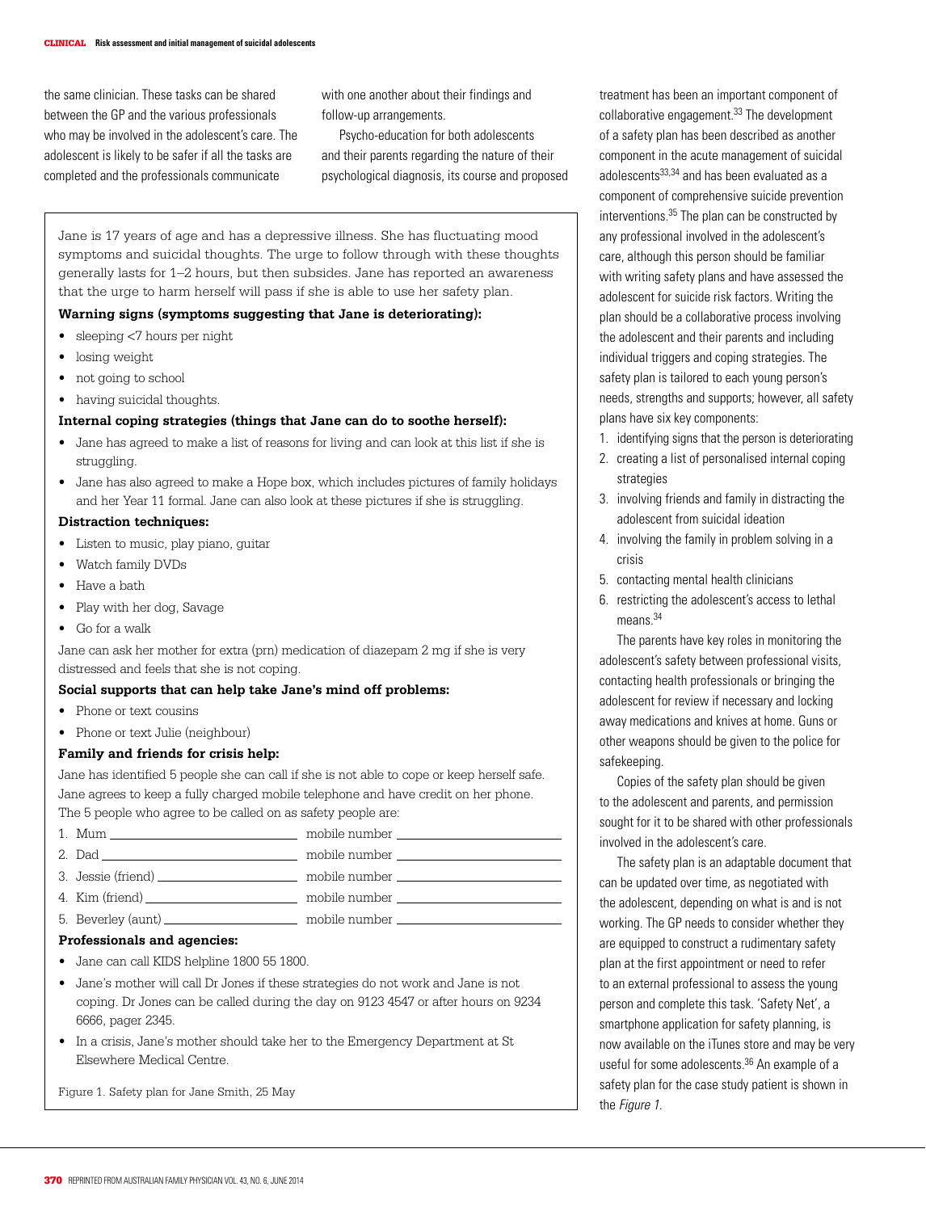the same clinician. These tasks can be shared between the GP and the various professionals who may be involved in the adolescent's care. The adolescent is likely to be safer if all the tasks are completed and the professionals communicate with one another about their findings and follow-up arrangements.

Psycho-education for both adolescents and their parents regarding the nature of their psychological diagnosis, its course and proposed treatment has been an important component of collaborative engagement.[33] The development of a safety plan has been described as another component in the acute management of suicidal adolescents[33,34] and has been evaluated as a component of comprehensive suicide prevention interventions.[35] The plan can be constructed by any professional involved in the adolescent's care, although this person should be familiar with writing safety plans and have assessed the adolescent for suicide risk factors. Writing the plan should be a collaborative process involving the adolescent and their parents and including individual triggers and coping strategies. The safety plan is tailored to each young person's needs, strengths and supports; however, all safety plans have six key components:

1. identifying signs that the person is deteriorating
2. creating a list of personalised internal coping strategies
3. involving friends and family in distracting the adolescent from suicidal ideation
4. involving the family in problem solving in a crisis
5. contacting mental health clinicians
6. restricting the adolescent's access to lethal means.[34]

The parents have key roles in monitoring the adolescent's safety between professional visits, contacting health professionals or bringing the adolescent for review if necessary and locking away medications and knives at home. Guns or other weapons should be given to the police for safekeeping.

Copies of the safety plan should be given to the adolescent and parents, and permission sought for it to be shared with other professionals involved in the adolescent's care.

The safety plan is an adaptable document that can be updated over time, as negotiated with the adolescent, depending on what is and is not working. The GP needs to consider whether they are equipped to construct a rudimentary safety plan at the first appointment or need to refer to an external professional to assess the young person and complete this task. 'Safety Net', a smartphone application for safety planning, is now available on the iTunes store and may be very useful for some adolescents.[36] An example of a safety plan for the case study patient is shown in the *Figure 1*.

---

Jane is 17 years of age and has a depressive illness. She has fluctuating mood symptoms and suicidal thoughts. The urge to follow through with these thoughts generally lasts for 1–2 hours, but then subsides. Jane has reported an awareness that the urge to harm herself will pass if she is able to use her safety plan.

**Warning signs (symptoms suggesting that Jane is deteriorating):**

- sleeping <7 hours per night
- losing weight
- not going to school
- having suicidal thoughts.

**Internal coping strategies (things that Jane can do to soothe herself):**

- Jane has agreed to make a list of reasons for living and can look at this list if she is struggling.
- Jane has also agreed to make a Hope box, which includes pictures of family holidays and her Year 11 formal. Jane can also look at these pictures if she is struggling.

**Distraction techniques:**

- Listen to music, play piano, guitar
- Watch family DVDs
- Have a bath
- Play with her dog, Savage
- Go for a walk

Jane can ask her mother for extra (prn) medication of diazepam 2 mg if she is very distressed and feels that she is not coping.

**Social supports that can help take Jane's mind off problems:**

- Phone or text cousins
- Phone or text Julie (neighbour)

**Family and friends for crisis help:**

Jane has identified 5 people she can call if she is not able to cope or keep herself safe. Jane agrees to keep a fully charged mobile telephone and have credit on her phone. The 5 people who agree to be called on as safety people are:

1. Mum ______________ mobile number ______________
2. Dad ______________ mobile number ______________
3. Jessie (friend) ______________ mobile number ______________
4. Kim (friend) ______________ mobile number ______________
5. Beverley (aunt) ______________ mobile number ______________

**Professionals and agencies:**

- Jane can call KIDS helpline 1800 55 1800.
- Jane's mother will call Dr Jones if these strategies do not work and Jane is not coping. Dr Jones can be called during the day on 9123 4547 or after hours on 9234 6666, pager 2345.
- In a crisis, Jane's mother should take her to the Emergency Department at St Elsewhere Medical Centre.

Figure 1. Safety plan for Jane Smith, 25 May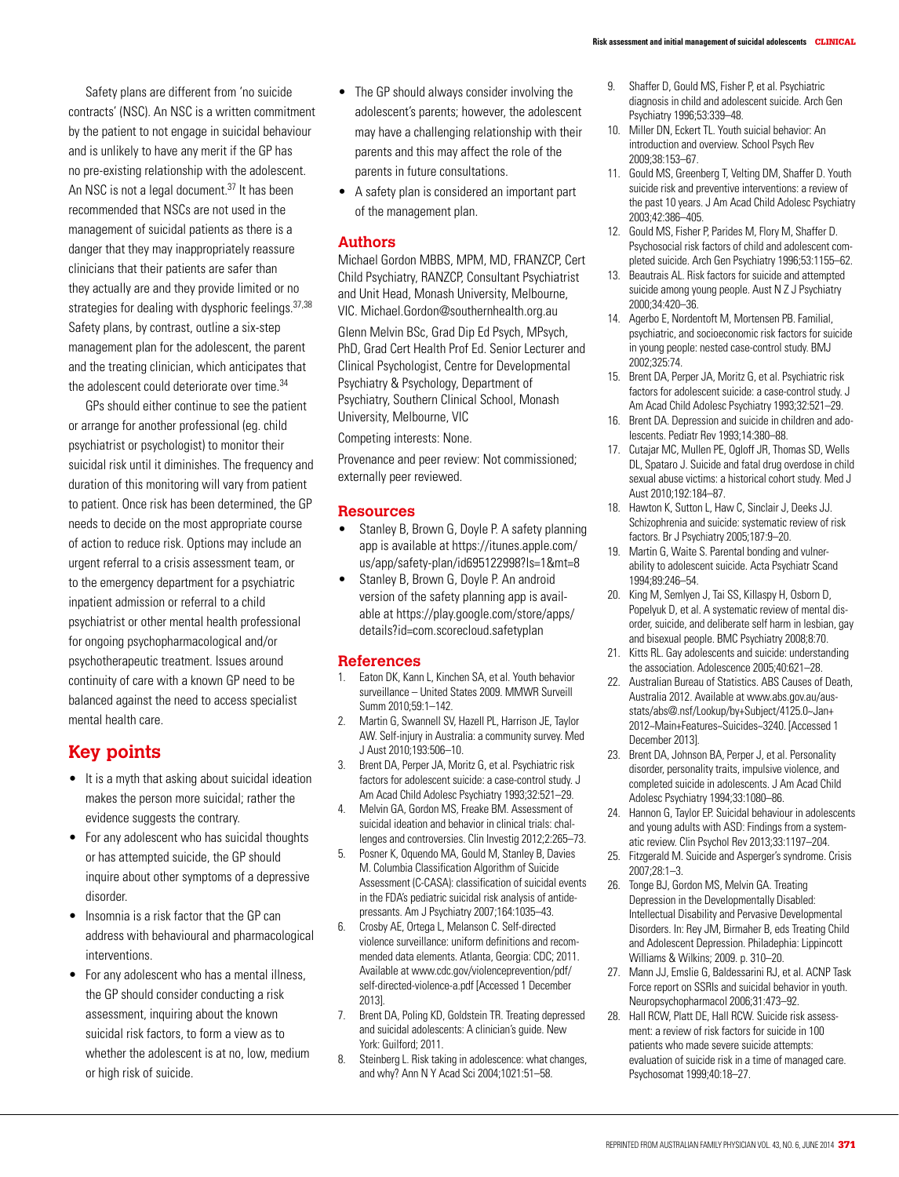Safety plans are different from 'no suicide contracts' (NSC). An NSC is a written commitment by the patient to not engage in suicidal behaviour and is unlikely to have any merit if the GP has no pre-existing relationship with the adolescent. An NSC is not a legal document.[37] It has been recommended that NSCs are not used in the management of suicidal patients as there is a danger that they may inappropriately reassure clinicians that their patients are safer than they actually are and they provide limited or no strategies for dealing with dysphoric feelings.[37,38] Safety plans, by contrast, outline a six-step management plan for the adolescent, the parent and the treating clinician, which anticipates that the adolescent could deteriorate over time.[34]

GPs should either continue to see the patient or arrange for another professional (eg. child psychiatrist or psychologist) to monitor their suicidal risk until it diminishes. The frequency and duration of this monitoring will vary from patient to patient. Once risk has been determined, the GP needs to decide on the most appropriate course of action to reduce risk. Options may include an urgent referral to a crisis assessment team, or to the emergency department for a psychiatric inpatient admission or referral to a child psychiatrist or other mental health professional for ongoing psychopharmacological and/or psychotherapeutic treatment. Issues around continuity of care with a known GP need to be balanced against the need to access specialist mental health care.

## Key points

- It is a myth that asking about suicidal ideation makes the person more suicidal; rather the evidence suggests the contrary.
- For any adolescent who has suicidal thoughts or has attempted suicide, the GP should inquire about other symptoms of a depressive disorder.
- Insomnia is a risk factor that the GP can address with behavioural and pharmacological interventions.
- For any adolescent who has a mental illness, the GP should consider conducting a risk assessment, inquiring about the known suicidal risk factors, to form a view as to whether the adolescent is at no, low, medium or high risk of suicide.
- The GP should always consider involving the adolescent's parents; however, the adolescent may have a challenging relationship with their parents and this may affect the role of the parents in future consultations.
- A safety plan is considered an important part of the management plan.

## Authors

Michael Gordon MBBS, MPM, MD, FRANZCP, Cert Child Psychiatry, RANZCP, Consultant Psychiatrist and Unit Head, Monash University, Melbourne, VIC. Michael.Gordon@southernhealth.org.au

Glenn Melvin BSc, Grad Dip Ed Psych, MPsych, PhD, Grad Cert Health Prof Ed. Senior Lecturer and Clinical Psychologist, Centre for Developmental Psychiatry & Psychology, Department of Psychiatry, Southern Clinical School, Monash University, Melbourne, VIC

Competing interests: None.

Provenance and peer review: Not commissioned; externally peer reviewed.

## Resources

- Stanley B, Brown G, Doyle P. A safety planning app is available at https://itunes.apple.com/us/app/safety-plan/id695122998?ls=1&mt=8
- Stanley B, Brown G, Doyle P. An android version of the safety planning app is available at https://play.google.com/store/apps/details?id=com.scorecloud.safetyplan

## References

1. Eaton DK, Kann L, Kinchen SA, et al. Youth behavior surveillance – United States 2009. MMWR Surveill Summ 2010;59:1–142.
2. Martin G, Swannell SV, Hazell PL, Harrison JE, Taylor AW. Self-injury in Australia: a community survey. Med J Aust 2010;193:506–10.
3. Brent DA, Perper JA, Moritz G, et al. Psychiatric risk factors for adolescent suicide: a case-control study. J Am Acad Child Adolesc Psychiatry 1993;32:521–29.
4. Melvin GA, Gordon MS, Freake BM. Assessment of suicidal ideation and behavior in clinical trials: challenges and controversies. Clin Investig 2012;2:265–73.
5. Posner K, Oquendo MA, Gould M, Stanley B, Davies M. Columbia Classification Algorithm of Suicide Assessment (C-CASA): classification of suicidal events in the FDA's pediatric suicidal risk analysis of antidepressants. Am J Psychiatry 2007;164:1035–43.
6. Crosby AE, Ortega L, Melanson C. Self-directed violence surveillance: uniform definitions and recommended data elements. Atlanta, Georgia: CDC; 2011. Available at www.cdc.gov/violenceprevention/pdf/self-directed-violence-a.pdf [Accessed 1 December 2013].
7. Brent DA, Poling KD, Goldstein TR. Treating depressed and suicidal adolescents: A clinician's guide. New York: Guilford; 2011.
8. Steinberg L. Risk taking in adolescence: what changes, and why? Ann N Y Acad Sci 2004;1021:51–58.
9. Shaffer D, Gould MS, Fisher P, et al. Psychiatric diagnosis in child and adolescent suicide. Arch Gen Psychiatry 1996;53:339–48.
10. Miller DN, Eckert TL. Youth suicial behavior: An introduction and overview. School Psych Rev 2009;38:153–67.
11. Gould MS, Greenberg T, Velting DM, Shaffer D. Youth suicide risk and preventive interventions: a review of the past 10 years. J Am Acad Child Adolesc Psychiatry 2003;42:386–405.
12. Gould MS, Fisher P, Parides M, Flory M, Shaffer D. Psychosocial risk factors of child and adolescent completed suicide. Arch Gen Psychiatry 1996;53:1155–62.
13. Beautrais AL. Risk factors for suicide and attempted suicide among young people. Aust N Z J Psychiatry 2000;34:420–36.
14. Agerbo E, Nordentoft M, Mortensen PB. Familial, psychiatric, and socioeconomic risk factors for suicide in young people: nested case-control study. BMJ 2002;325:74.
15. Brent DA, Perper JA, Moritz G, et al. Psychiatric risk factors for adolescent suicide: a case-control study. J Am Acad Child Adolesc Psychiatry 1993;32:521–29.
16. Brent DA. Depression and suicide in children and adolescents. Pediatr Rev 1993;14:380–88.
17. Cutajar MC, Mullen PE, Ogloff JR, Thomas SD, Wells DL, Spataro J. Suicide and fatal drug overdose in child sexual abuse victims: a historical cohort study. Med J Aust 2010;192:184–87.
18. Hawton K, Sutton L, Haw C, Sinclair J, Deeks JJ. Schizophrenia and suicide: systematic review of risk factors. Br J Psychiatry 2005;187:9–20.
19. Martin G, Waite S. Parental bonding and vulnerability to adolescent suicide. Acta Psychiatr Scand 1994;89:246–54.
20. King M, Semlyen J, Tai SS, Killaspy H, Osborn D, Popelyuk D, et al. A systematic review of mental disorder, suicide, and deliberate self harm in lesbian, gay and bisexual people. BMC Psychiatry 2008;8:70.
21. Kitts RL. Gay adolescents and suicide: understanding the association. Adolescence 2005;40:621–28.
22. Australian Bureau of Statistics. ABS Causes of Death, Australia 2012. Available at www.abs.gov.au/ausstats/abs@.nsf/Lookup/by+Subject/4125.0~Jan+2012~Main+Features~Suicides~3240. [Accessed 1 December 2013].
23. Brent DA, Johnson BA, Perper J, et al. Personality disorder, personality traits, impulsive violence, and completed suicide in adolescents. J Am Acad Child Adolesc Psychiatry 1994;33:1080–86.
24. Hannon G, Taylor EP. Suicidal behaviour in adolescents and young adults with ASD: Findings from a systematic review. Clin Psychol Rev 2013;33:1197–204.
25. Fitzgerald M. Suicide and Asperger's syndrome. Crisis 2007;28:1–3.
26. Tonge BJ, Gordon MS, Melvin GA. Treating Depression in the Developmentally Disabled: Intellectual Disability and Pervasive Developmental Disorders. In: Rey JM, Birmaher B, eds Treating Child and Adolescent Depression. Philadephia: Lippincott Williams & Wilkins; 2009. p. 310–20.
27. Mann JJ, Emslie G, Baldessarini RJ, et al. ACNP Task Force report on SSRIs and suicidal behavior in youth. Neuropsychopharmacol 2006;31:473–92.
28. Hall RCW, Platt DE, Hall RCW. Suicide risk assessment: a review of risk factors for suicide in 100 patients who made severe suicide attempts: evaluation of suicide risk in a time of managed care. Psychosomat 1999;40:18–27.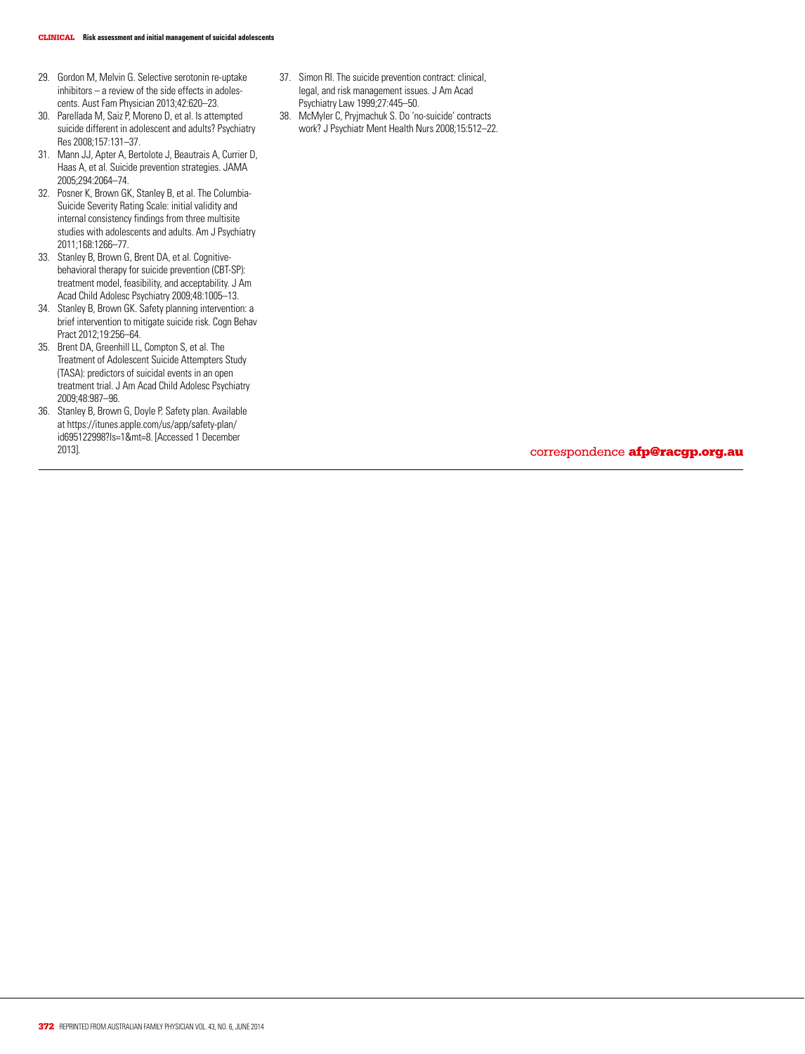29. Gordon M, Melvin G. Selective serotonin re-uptake inhibitors – a review of the side effects in adolescents. Aust Fam Physician 2013;42:620–23.
30. Parellada M, Saiz P, Moreno D, et al. Is attempted suicide different in adolescent and adults? Psychiatry Res 2008;157:131–37.
31. Mann JJ, Apter A, Bertolote J, Beautrais A, Currier D, Haas A, et al. Suicide prevention strategies. JAMA 2005;294:2064–74.
32. Posner K, Brown GK, Stanley B, et al. The Columbia-Suicide Severity Rating Scale: initial validity and internal consistency findings from three multisite studies with adolescents and adults. Am J Psychiatry 2011;168:1266–77.
33. Stanley B, Brown G, Brent DA, et al. Cognitive-behavioral therapy for suicide prevention (CBT-SP): treatment model, feasibility, and acceptability. J Am Acad Child Adolesc Psychiatry 2009;48:1005–13.
34. Stanley B, Brown GK. Safety planning intervention: a brief intervention to mitigate suicide risk. Cogn Behav Pract 2012;19:256–64.
35. Brent DA, Greenhill LL, Compton S, et al. The Treatment of Adolescent Suicide Attempters Study (TASA): predictors of suicidal events in an open treatment trial. J Am Acad Child Adolesc Psychiatry 2009;48:987–96.
36. Stanley B, Brown G, Doyle P. Safety plan. Available at https://itunes.apple.com/us/app/safety-plan/id695122998?ls=1&mt=8. [Accessed 1 December 2013].
37. Simon RI. The suicide prevention contract: clinical, legal, and risk management issues. J Am Acad Psychiatry Law 1999;27:445–50.
38. McMyler C, Pryjmachuk S. Do 'no-suicide' contracts work? J Psychiatr Ment Health Nurs 2008;15:512–22.

correspondence **afp@racgp.org.au**